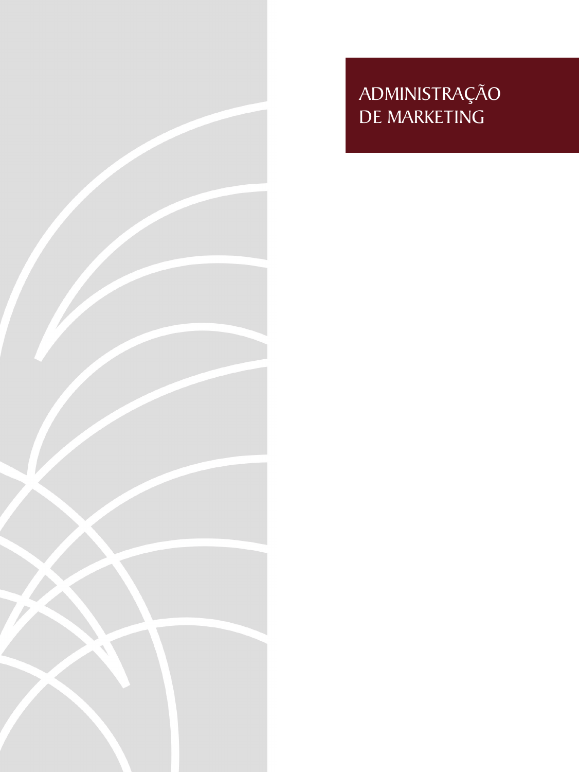# ADMINISTRAÇÃO DE MARKETING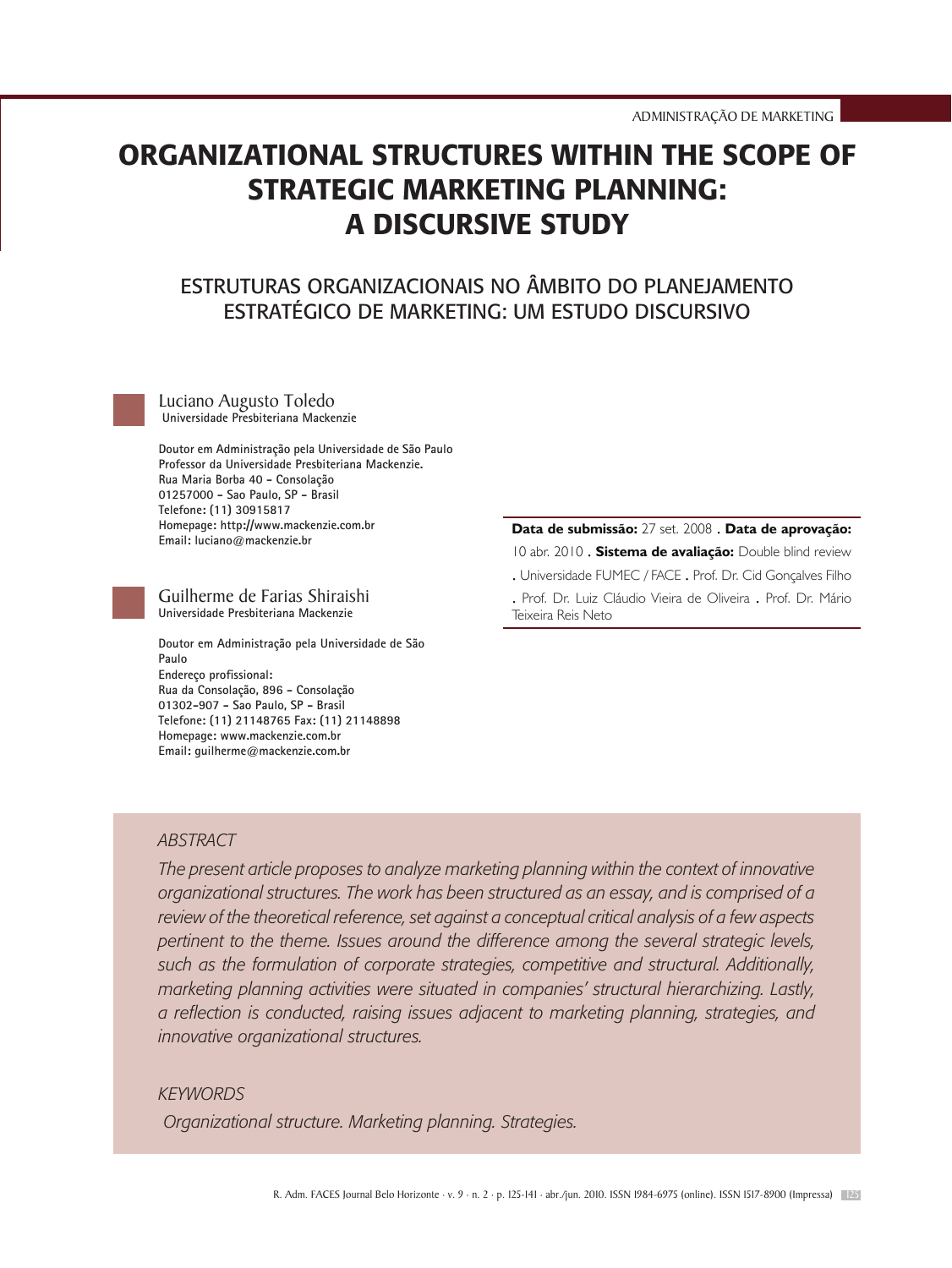# ORGANIZATIONAL STRUCTURES WITHIN THE SCOPE OF STRATEGIC MARKETING PLANNING: A DISCURSIVE STUDY

## ESTRUTURAS ORGANIZACIONAIS NO ÂMBITO DO PLANEJAMENTO ESTRATÉGICO DE MARKETING: UM ESTUDO DISCURSIVO

**Luciano Augusto Toledo**
Universidade Presbiteriana Mackenzie

Doutor em Administração pela Universidade de São Paulo
Professor da Universidade Presbiteriana Mackenzie.
Rua Maria Borba 40 - Consolação
01257000 - Sao Paulo, SP - Brasil
Telefone: (11) 30915817
Homepage: http://www.mackenzie.com.br
Email: luciano@mackenzie.br

**Guilherme de Farias Shiraishi**
Universidade Presbiteriana Mackenzie

Doutor em Administração pela Universidade de São Paulo
Endereço profissional:
Rua da Consolação, 896 - Consolação
01302-907 - Sao Paulo, SP - Brasil
Telefone: (11) 21148765 Fax: (11) 21148898
Homepage: www.mackenzie.com.br
Email: guilherme@mackenzie.com.br

**Data de submissão:** 27 set. 2008 . **Data de aprovação:** 10 abr. 2010 . **Sistema de avaliação:** Double blind review . Universidade FUMEC / FACE . Prof. Dr. Cid Gonçalves Filho . Prof. Dr. Luiz Cláudio Vieira de Oliveira . Prof. Dr. Mário Teixeira Reis Neto

*ABSTRACT*

*The present article proposes to analyze marketing planning within the context of innovative organizational structures. The work has been structured as an essay, and is comprised of a review of the theoretical reference, set against a conceptual critical analysis of a few aspects pertinent to the theme. Issues around the difference among the several strategic levels, such as the formulation of corporate strategies, competitive and structural. Additionally, marketing planning activities were situated in companies' structural hierarchizing. Lastly, a reflection is conducted, raising issues adjacent to marketing planning, strategies, and innovative organizational structures.*

*KEYWORDS*

*Organizational structure. Marketing planning. Strategies.*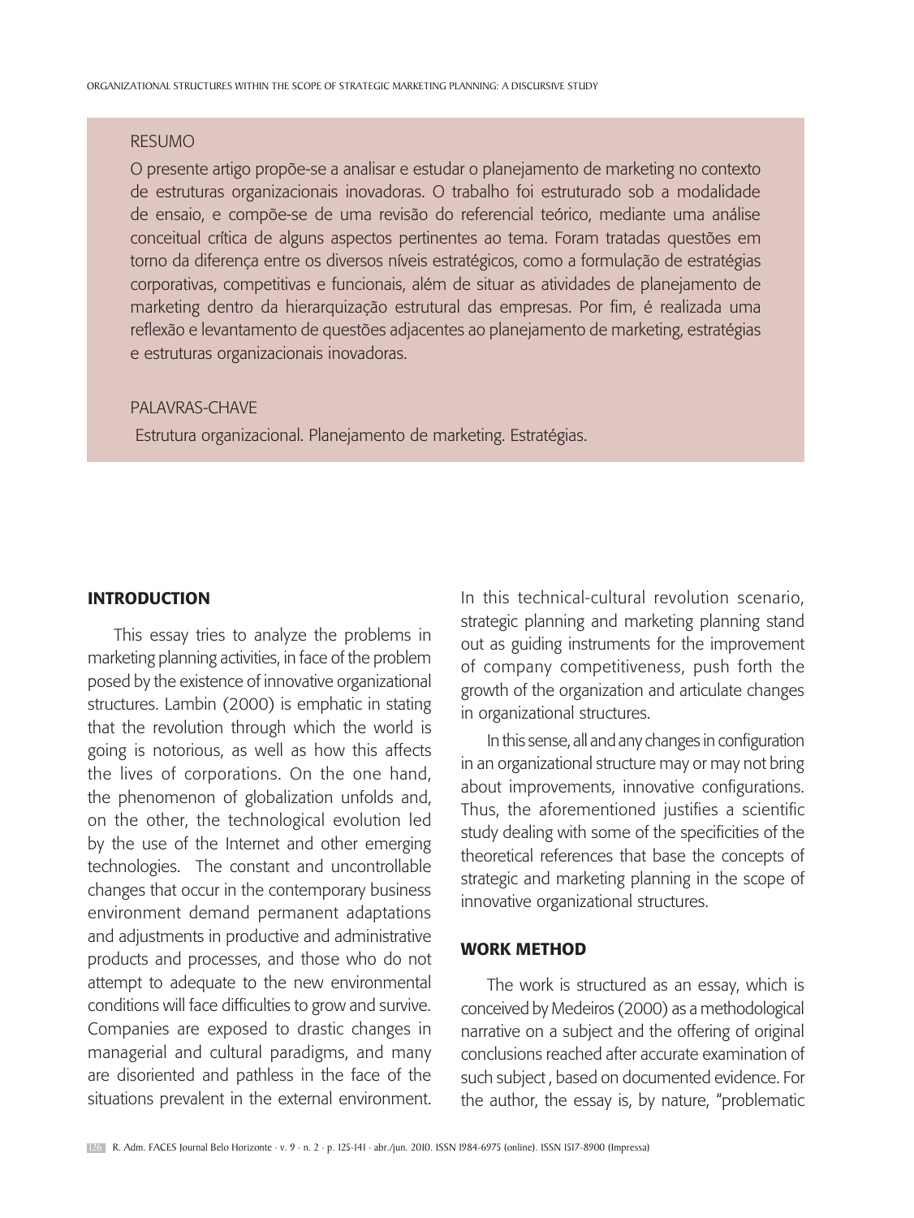RESUMO

O presente artigo propõe-se a analisar e estudar o planejamento de marketing no contexto de estruturas organizacionais inovadoras. O trabalho foi estruturado sob a modalidade de ensaio, e compõe-se de uma revisão do referencial teórico, mediante uma análise conceitual crítica de alguns aspectos pertinentes ao tema. Foram tratadas questões em torno da diferença entre os diversos níveis estratégicos, como a formulação de estratégias corporativas, competitivas e funcionais, além de situar as atividades de planejamento de marketing dentro da hierarquização estrutural das empresas. Por fim, é realizada uma reflexão e levantamento de questões adjacentes ao planejamento de marketing, estratégias e estruturas organizacionais inovadoras.

PALAVRAS-CHAVE

Estrutura organizacional. Planejamento de marketing. Estratégias.

## INTRODUCTION

This essay tries to analyze the problems in marketing planning activities, in face of the problem posed by the existence of innovative organizational structures. Lambin (2000) is emphatic in stating that the revolution through which the world is going is notorious, as well as how this affects the lives of corporations. On the one hand, the phenomenon of globalization unfolds and, on the other, the technological evolution led by the use of the Internet and other emerging technologies. The constant and uncontrollable changes that occur in the contemporary business environment demand permanent adaptations and adjustments in productive and administrative products and processes, and those who do not attempt to adequate to the new environmental conditions will face difficulties to grow and survive. Companies are exposed to drastic changes in managerial and cultural paradigms, and many are disoriented and pathless in the face of the situations prevalent in the external environment. In this technical-cultural revolution scenario, strategic planning and marketing planning stand out as guiding instruments for the improvement of company competitiveness, push forth the growth of the organization and articulate changes in organizational structures.

In this sense, all and any changes in configuration in an organizational structure may or may not bring about improvements, innovative configurations. Thus, the aforementioned justifies a scientific study dealing with some of the specificities of the theoretical references that base the concepts of strategic and marketing planning in the scope of innovative organizational structures.

## WORK METHOD

The work is structured as an essay, which is conceived by Medeiros (2000) as a methodological narrative on a subject and the offering of original conclusions reached after accurate examination of such subject , based on documented evidence. For the author, the essay is, by nature, "problematic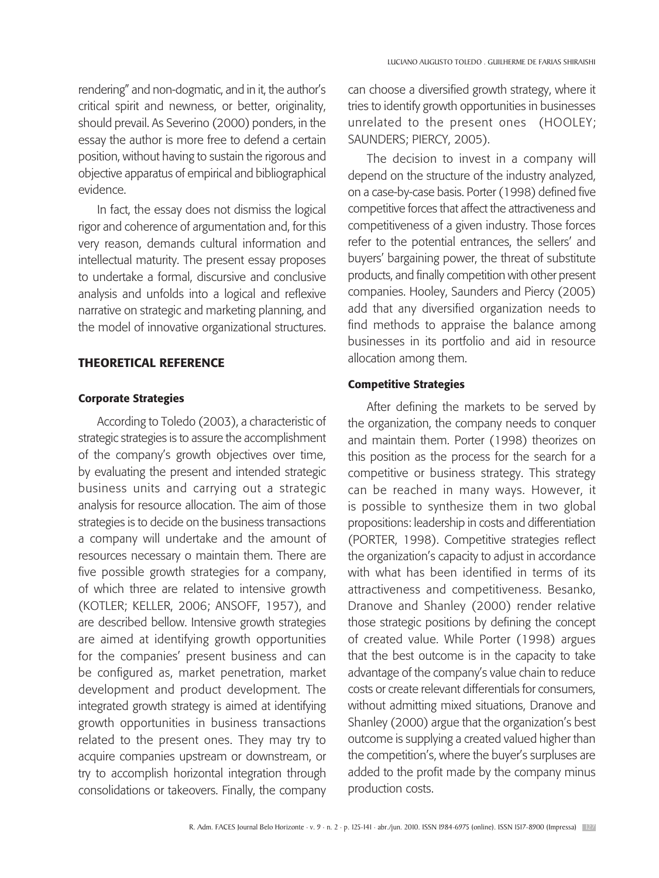rendering" and non-dogmatic, and in it, the author's critical spirit and newness, or better, originality, should prevail. As Severino (2000) ponders, in the essay the author is more free to defend a certain position, without having to sustain the rigorous and objective apparatus of empirical and bibliographical evidence.

In fact, the essay does not dismiss the logical rigor and coherence of argumentation and, for this very reason, demands cultural information and intellectual maturity. The present essay proposes to undertake a formal, discursive and conclusive analysis and unfolds into a logical and reflexive narrative on strategic and marketing planning, and the model of innovative organizational structures.

## THEORETICAL REFERENCE

### Corporate Strategies

According to Toledo (2003), a characteristic of strategic strategies is to assure the accomplishment of the company's growth objectives over time, by evaluating the present and intended strategic business units and carrying out a strategic analysis for resource allocation. The aim of those strategies is to decide on the business transactions a company will undertake and the amount of resources necessary o maintain them. There are five possible growth strategies for a company, of which three are related to intensive growth (KOTLER; KELLER, 2006; ANSOFF, 1957), and are described bellow. Intensive growth strategies are aimed at identifying growth opportunities for the companies' present business and can be configured as, market penetration, market development and product development. The integrated growth strategy is aimed at identifying growth opportunities in business transactions related to the present ones. They may try to acquire companies upstream or downstream, or try to accomplish horizontal integration through consolidations or takeovers. Finally, the company can choose a diversified growth strategy, where it tries to identify growth opportunities in businesses unrelated to the present ones (HOOLEY; SAUNDERS; PIERCY, 2005).

The decision to invest in a company will depend on the structure of the industry analyzed, on a case-by-case basis. Porter (1998) defined five competitive forces that affect the attractiveness and competitiveness of a given industry. Those forces refer to the potential entrances, the sellers' and buyers' bargaining power, the threat of substitute products, and finally competition with other present companies. Hooley, Saunders and Piercy (2005) add that any diversified organization needs to find methods to appraise the balance among businesses in its portfolio and aid in resource allocation among them.

### Competitive Strategies

After defining the markets to be served by the organization, the company needs to conquer and maintain them. Porter (1998) theorizes on this position as the process for the search for a competitive or business strategy. This strategy can be reached in many ways. However, it is possible to synthesize them in two global propositions: leadership in costs and differentiation (PORTER, 1998). Competitive strategies reflect the organization's capacity to adjust in accordance with what has been identified in terms of its attractiveness and competitiveness. Besanko, Dranove and Shanley (2000) render relative those strategic positions by defining the concept of created value. While Porter (1998) argues that the best outcome is in the capacity to take advantage of the company's value chain to reduce costs or create relevant differentials for consumers, without admitting mixed situations, Dranove and Shanley (2000) argue that the organization's best outcome is supplying a created valued higher than the competition's, where the buyer's surpluses are added to the profit made by the company minus production costs.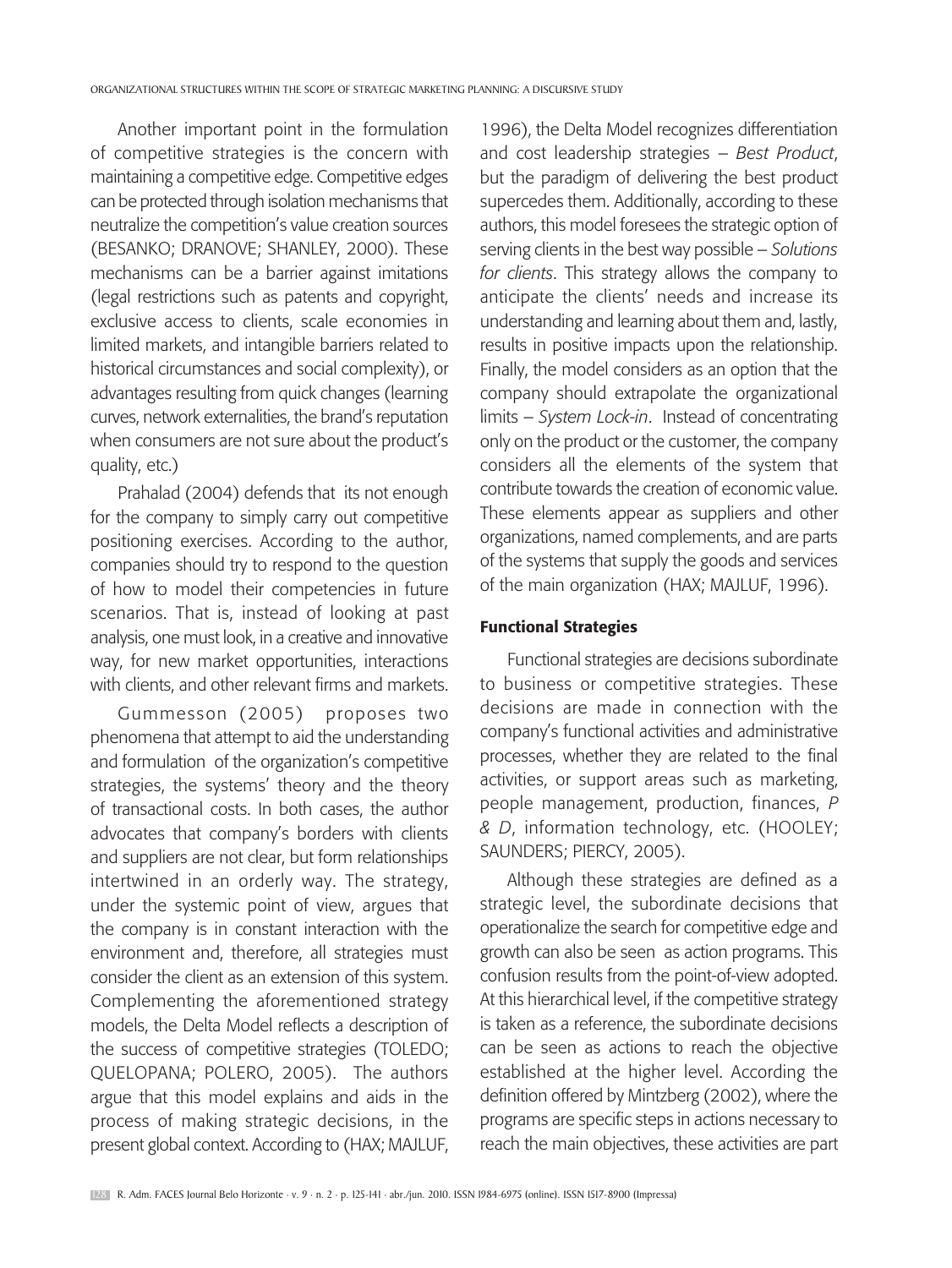Another important point in the formulation of competitive strategies is the concern with maintaining a competitive edge. Competitive edges can be protected through isolation mechanisms that neutralize the competition's value creation sources (BESANKO; DRANOVE; SHANLEY, 2000). These mechanisms can be a barrier against imitations (legal restrictions such as patents and copyright, exclusive access to clients, scale economies in limited markets, and intangible barriers related to historical circumstances and social complexity), or advantages resulting from quick changes (learning curves, network externalities, the brand's reputation when consumers are not sure about the product's quality, etc.)

Prahalad (2004) defends that its not enough for the company to simply carry out competitive positioning exercises. According to the author, companies should try to respond to the question of how to model their competencies in future scenarios. That is, instead of looking at past analysis, one must look, in a creative and innovative way, for new market opportunities, interactions with clients, and other relevant firms and markets.

Gummesson (2005) proposes two phenomena that attempt to aid the understanding and formulation of the organization's competitive strategies, the systems' theory and the theory of transactional costs. In both cases, the author advocates that company's borders with clients and suppliers are not clear, but form relationships intertwined in an orderly way. The strategy, under the systemic point of view, argues that the company is in constant interaction with the environment and, therefore, all strategies must consider the client as an extension of this system. Complementing the aforementioned strategy models, the Delta Model reflects a description of the success of competitive strategies (TOLEDO; QUELOPANA; POLERO, 2005). The authors argue that this model explains and aids in the process of making strategic decisions, in the present global context. According to (HAX; MAJLUF, 1996), the Delta Model recognizes differentiation and cost leadership strategies – *Best Product*, but the paradigm of delivering the best product supercedes them. Additionally, according to these authors, this model foresees the strategic option of serving clients in the best way possible – *Solutions for clients*. This strategy allows the company to anticipate the clients' needs and increase its understanding and learning about them and, lastly, results in positive impacts upon the relationship. Finally, the model considers as an option that the company should extrapolate the organizational limits – *System Lock-in*. Instead of concentrating only on the product or the customer, the company considers all the elements of the system that contribute towards the creation of economic value. These elements appear as suppliers and other organizations, named complements, and are parts of the systems that supply the goods and services of the main organization (HAX; MAJLUF, 1996).

### Functional Strategies

Functional strategies are decisions subordinate to business or competitive strategies. These decisions are made in connection with the company's functional activities and administrative processes, whether they are related to the final activities, or support areas such as marketing, people management, production, finances, *P & D*, information technology, etc. (HOOLEY; SAUNDERS; PIERCY, 2005).

Although these strategies are defined as a strategic level, the subordinate decisions that operationalize the search for competitive edge and growth can also be seen as action programs. This confusion results from the point-of-view adopted. At this hierarchical level, if the competitive strategy is taken as a reference, the subordinate decisions can be seen as actions to reach the objective established at the higher level. According the definition offered by Mintzberg (2002), where the programs are specific steps in actions necessary to reach the main objectives, these activities are part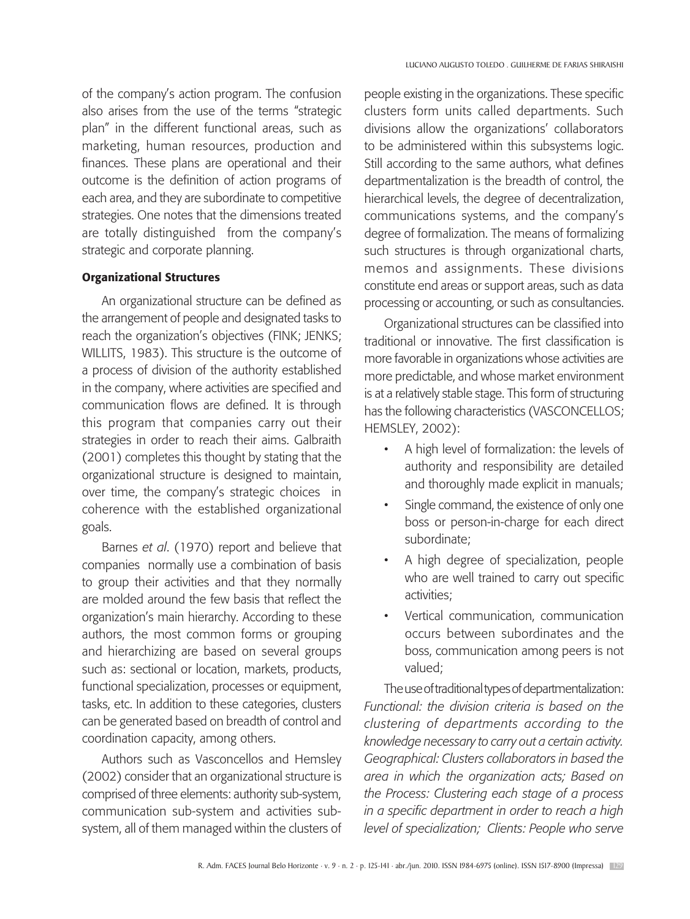of the company's action program. The confusion also arises from the use of the terms "strategic plan" in the different functional areas, such as marketing, human resources, production and finances. These plans are operational and their outcome is the definition of action programs of each area, and they are subordinate to competitive strategies. One notes that the dimensions treated are totally distinguished from the company's strategic and corporate planning.

### Organizational Structures

An organizational structure can be defined as the arrangement of people and designated tasks to reach the organization's objectives (FINK; JENKS; WILLITS, 1983). This structure is the outcome of a process of division of the authority established in the company, where activities are specified and communication flows are defined. It is through this program that companies carry out their strategies in order to reach their aims. Galbraith (2001) completes this thought by stating that the organizational structure is designed to maintain, over time, the company's strategic choices in coherence with the established organizational goals.

Barnes *et al*. (1970) report and believe that companies normally use a combination of basis to group their activities and that they normally are molded around the few basis that reflect the organization's main hierarchy. According to these authors, the most common forms or grouping and hierarchizing are based on several groups such as: sectional or location, markets, products, functional specialization, processes or equipment, tasks, etc. In addition to these categories, clusters can be generated based on breadth of control and coordination capacity, among others.

Authors such as Vasconcellos and Hemsley (2002) consider that an organizational structure is comprised of three elements: authority sub-system, communication sub-system and activities sub-system, all of them managed within the clusters of people existing in the organizations. These specific clusters form units called departments. Such divisions allow the organizations' collaborators to be administered within this subsystems logic. Still according to the same authors, what defines departmentalization is the breadth of control, the hierarchical levels, the degree of decentralization, communications systems, and the company's degree of formalization. The means of formalizing such structures is through organizational charts, memos and assignments. These divisions constitute end areas or support areas, such as data processing or accounting, or such as consultancies.

Organizational structures can be classified into traditional or innovative. The first classification is more favorable in organizations whose activities are more predictable, and whose market environment is at a relatively stable stage. This form of structuring has the following characteristics (VASCONCELLOS; HEMSLEY, 2002):

- A high level of formalization: the levels of authority and responsibility are detailed and thoroughly made explicit in manuals;
- Single command, the existence of only one boss or person-in-charge for each direct subordinate;
- A high degree of specialization, people who are well trained to carry out specific activities;
- Vertical communication, communication occurs between subordinates and the boss, communication among peers is not valued;

The use of traditional types of departmentalization: *Functional: the division criteria is based on the clustering of departments according to the knowledge necessary to carry out a certain activity. Geographical: Clusters collaborators in based the area in which the organization acts; Based on the Process: Clustering each stage of a process in a specific department in order to reach a high level of specialization; Clients: People who serve*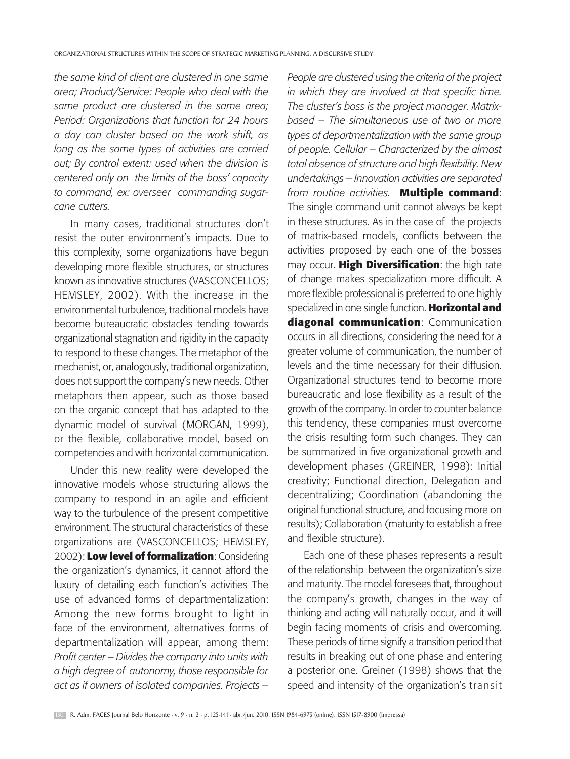*the same kind of client are clustered in one same area; Product/Service: People who deal with the same product are clustered in the same area; Period: Organizations that function for 24 hours a day can cluster based on the work shift, as long as the same types of activities are carried out; By control extent: used when the division is centered only on the limits of the boss' capacity to command, ex: overseer commanding sugar-cane cutters.*

In many cases, traditional structures don't resist the outer environment's impacts. Due to this complexity, some organizations have begun developing more flexible structures, or structures known as innovative structures (VASCONCELLOS; HEMSLEY, 2002). With the increase in the environmental turbulence, traditional models have become bureaucratic obstacles tending towards organizational stagnation and rigidity in the capacity to respond to these changes. The metaphor of the mechanist, or, analogously, traditional organization, does not support the company's new needs. Other metaphors then appear, such as those based on the organic concept that has adapted to the dynamic model of survival (MORGAN, 1999), or the flexible, collaborative model, based on competencies and with horizontal communication.

Under this new reality were developed the innovative models whose structuring allows the company to respond in an agile and efficient way to the turbulence of the present competitive environment. The structural characteristics of these organizations are (VASCONCELLOS; HEMSLEY, 2002): **Low level of formalization**: Considering the organization's dynamics, it cannot afford the luxury of detailing each function's activities The use of advanced forms of departmentalization: Among the new forms brought to light in face of the environment, alternatives forms of departmentalization will appear, among them: *Profit center – Divides the company into units with a high degree of autonomy, those responsible for act as if owners of isolated companies. Projects – People are clustered using the criteria of the project in which they are involved at that specific time. The cluster's boss is the project manager. Matrix-based – The simultaneous use of two or more types of departmentalization with the same group of people. Cellular – Characterized by the almost total absence of structure and high flexibility. New undertakings – Innovation activities are separated from routine activities.* **Multiple command**: The single command unit cannot always be kept in these structures. As in the case of the projects of matrix-based models, conflicts between the activities proposed by each one of the bosses may occur. **High Diversification**: the high rate of change makes specialization more difficult. A more flexible professional is preferred to one highly specialized in one single function. **Horizontal and diagonal communication**: Communication occurs in all directions, considering the need for a greater volume of communication, the number of levels and the time necessary for their diffusion. Organizational structures tend to become more bureaucratic and lose flexibility as a result of the growth of the company. In order to counter balance this tendency, these companies must overcome the crisis resulting form such changes. They can be summarized in five organizational growth and development phases (GREINER, 1998): Initial creativity; Functional direction, Delegation and decentralizing; Coordination (abandoning the original functional structure, and focusing more on results); Collaboration (maturity to establish a free and flexible structure).

Each one of these phases represents a result of the relationship between the organization's size and maturity. The model foresees that, throughout the company's growth, changes in the way of thinking and acting will naturally occur, and it will begin facing moments of crisis and overcoming. These periods of time signify a transition period that results in breaking out of one phase and entering a posterior one. Greiner (1998) shows that the speed and intensity of the organization's transit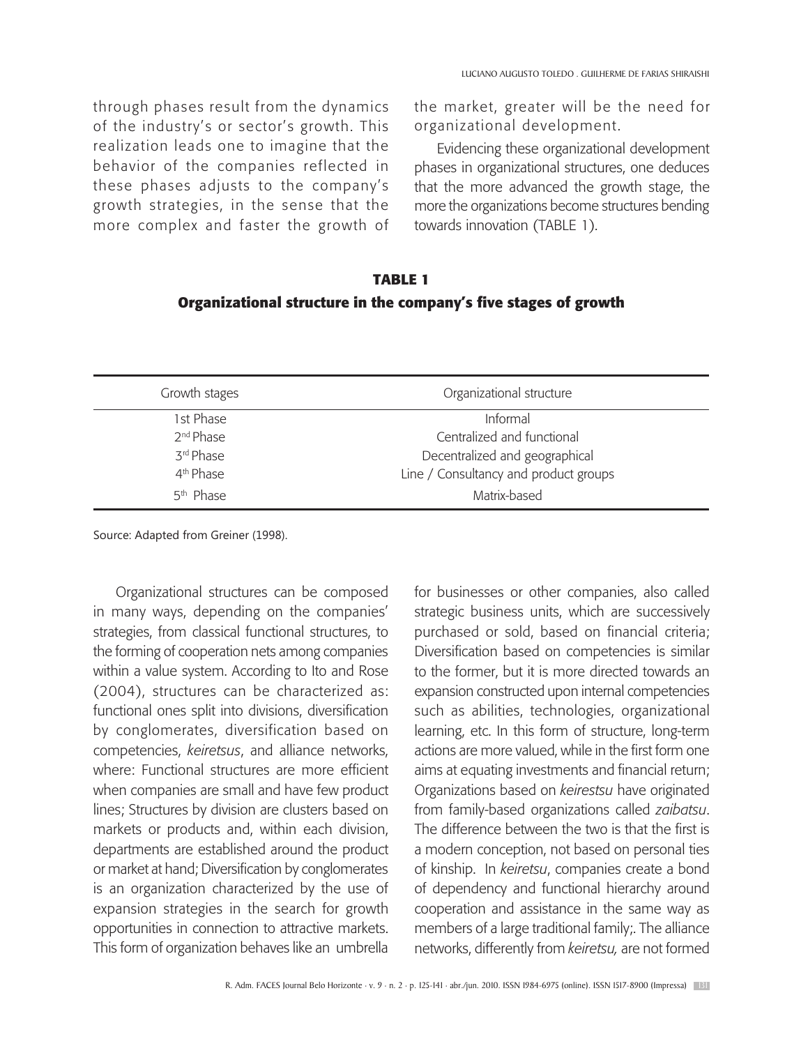through phases result from the dynamics of the industry's or sector's growth. This realization leads one to imagine that the behavior of the companies reflected in these phases adjusts to the company's growth strategies, in the sense that the more complex and faster the growth of the market, greater will be the need for organizational development.

Evidencing these organizational development phases in organizational structures, one deduces that the more advanced the growth stage, the more the organizations become structures bending towards innovation (TABLE 1).

**TABLE 1**
**Organizational structure in the company's five stages of growth**

| Growth stages | Organizational structure |
|---|---|
| 1st Phase | Informal |
| 2nd Phase | Centralized and functional |
| 3rd Phase | Decentralized and geographical |
| 4th Phase | Line / Consultancy and product groups |
| 5th Phase | Matrix-based |

Source: Adapted from Greiner (1998).

Organizational structures can be composed in many ways, depending on the companies' strategies, from classical functional structures, to the forming of cooperation nets among companies within a value system. According to Ito and Rose (2004), structures can be characterized as: functional ones split into divisions, diversification by conglomerates, diversification based on competencies, *keiretsus*, and alliance networks, where: Functional structures are more efficient when companies are small and have few product lines; Structures by division are clusters based on markets or products and, within each division, departments are established around the product or market at hand; Diversification by conglomerates is an organization characterized by the use of expansion strategies in the search for growth opportunities in connection to attractive markets. This form of organization behaves like an umbrella for businesses or other companies, also called strategic business units, which are successively purchased or sold, based on financial criteria; Diversification based on competencies is similar to the former, but it is more directed towards an expansion constructed upon internal competencies such as abilities, technologies, organizational learning, etc. In this form of structure, long-term actions are more valued, while in the first form one aims at equating investments and financial return; Organizations based on *keirestsu* have originated from family-based organizations called *zaibatsu*. The difference between the two is that the first is a modern conception, not based on personal ties of kinship. In *keiretsu*, companies create a bond of dependency and functional hierarchy around cooperation and assistance in the same way as members of a large traditional family;. The alliance networks, differently from *keiretsu,* are not formed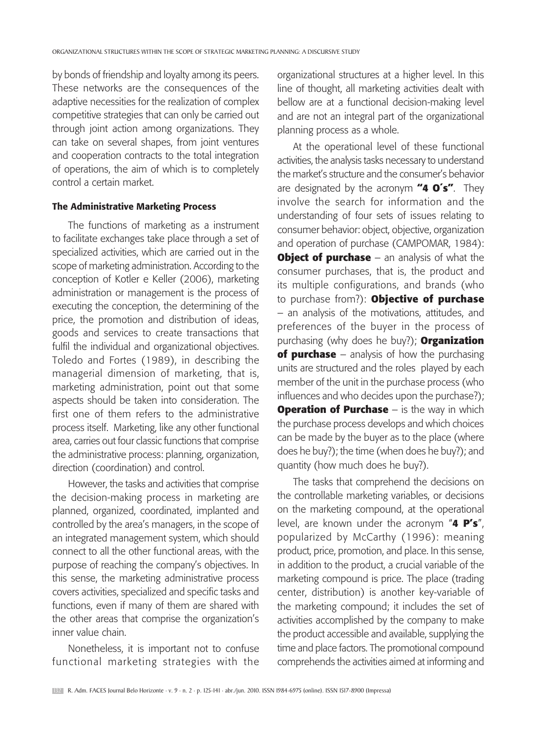by bonds of friendship and loyalty among its peers. These networks are the consequences of the adaptive necessities for the realization of complex competitive strategies that can only be carried out through joint action among organizations. They can take on several shapes, from joint ventures and cooperation contracts to the total integration of operations, the aim of which is to completely control a certain market.

### The Administrative Marketing Process

The functions of marketing as a instrument to facilitate exchanges take place through a set of specialized activities, which are carried out in the scope of marketing administration. According to the conception of Kotler e Keller (2006), marketing administration or management is the process of executing the conception, the determining of the price, the promotion and distribution of ideas, goods and services to create transactions that fulfil the individual and organizational objectives. Toledo and Fortes (1989), in describing the managerial dimension of marketing, that is, marketing administration, point out that some aspects should be taken into consideration. The first one of them refers to the administrative process itself. Marketing, like any other functional area, carries out four classic functions that comprise the administrative process: planning, organization, direction (coordination) and control.

However, the tasks and activities that comprise the decision-making process in marketing are planned, organized, coordinated, implanted and controlled by the area's managers, in the scope of an integrated management system, which should connect to all the other functional areas, with the purpose of reaching the company's objectives. In this sense, the marketing administrative process covers activities, specialized and specific tasks and functions, even if many of them are shared with the other areas that comprise the organization's inner value chain.

Nonetheless, it is important not to confuse functional marketing strategies with the organizational structures at a higher level. In this line of thought, all marketing activities dealt with bellow are at a functional decision-making level and are not an integral part of the organizational planning process as a whole.

At the operational level of these functional activities, the analysis tasks necessary to understand the market's structure and the consumer's behavior are designated by the acronym **"4 O´s"**. They involve the search for information and the understanding of four sets of issues relating to consumer behavior: object, objective, organization and operation of purchase (CAMPOMAR, 1984): **Object of purchase** – an analysis of what the consumer purchases, that is, the product and its multiple configurations, and brands (who to purchase from?): **Objective of purchase** – an analysis of the motivations, attitudes, and preferences of the buyer in the process of purchasing (why does he buy?); **Organization of purchase** – analysis of how the purchasing units are structured and the roles played by each member of the unit in the purchase process (who influences and who decides upon the purchase?); **Operation of Purchase** – is the way in which the purchase process develops and which choices can be made by the buyer as to the place (where does he buy?); the time (when does he buy?); and quantity (how much does he buy?).

The tasks that comprehend the decisions on the controllable marketing variables, or decisions on the marketing compound, at the operational level, are known under the acronym "**4 P's**", popularized by McCarthy (1996): meaning product, price, promotion, and place. In this sense, in addition to the product, a crucial variable of the marketing compound is price. The place (trading center, distribution) is another key-variable of the marketing compound; it includes the set of activities accomplished by the company to make the product accessible and available, supplying the time and place factors. The promotional compound comprehends the activities aimed at informing and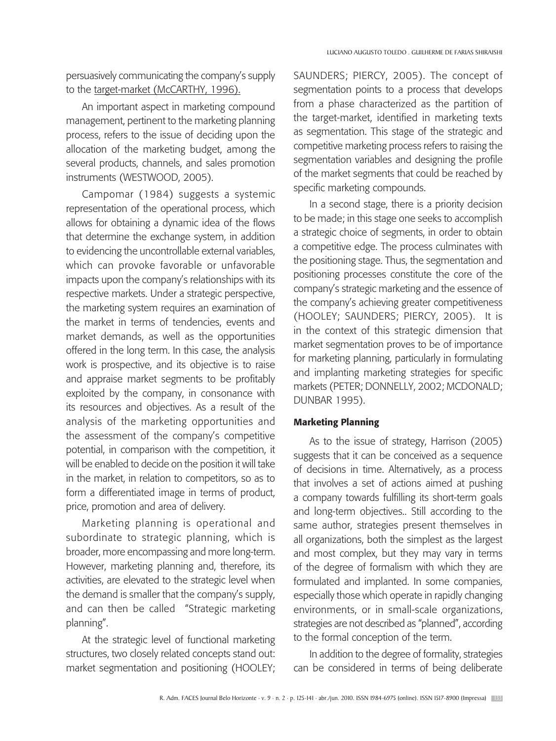persuasively communicating the company's supply to the target-market (McCARTHY, 1996).

An important aspect in marketing compound management, pertinent to the marketing planning process, refers to the issue of deciding upon the allocation of the marketing budget, among the several products, channels, and sales promotion instruments (WESTWOOD, 2005).

Campomar (1984) suggests a systemic representation of the operational process, which allows for obtaining a dynamic idea of the flows that determine the exchange system, in addition to evidencing the uncontrollable external variables, which can provoke favorable or unfavorable impacts upon the company's relationships with its respective markets. Under a strategic perspective, the marketing system requires an examination of the market in terms of tendencies, events and market demands, as well as the opportunities offered in the long term. In this case, the analysis work is prospective, and its objective is to raise and appraise market segments to be profitably exploited by the company, in consonance with its resources and objectives. As a result of the analysis of the marketing opportunities and the assessment of the company's competitive potential, in comparison with the competition, it will be enabled to decide on the position it will take in the market, in relation to competitors, so as to form a differentiated image in terms of product, price, promotion and area of delivery.

Marketing planning is operational and subordinate to strategic planning, which is broader, more encompassing and more long-term. However, marketing planning and, therefore, its activities, are elevated to the strategic level when the demand is smaller that the company's supply, and can then be called "Strategic marketing planning".

At the strategic level of functional marketing structures, two closely related concepts stand out: market segmentation and positioning (HOOLEY; SAUNDERS; PIERCY, 2005). The concept of segmentation points to a process that develops from a phase characterized as the partition of the target-market, identified in marketing texts as segmentation. This stage of the strategic and competitive marketing process refers to raising the segmentation variables and designing the profile of the market segments that could be reached by specific marketing compounds.

In a second stage, there is a priority decision to be made; in this stage one seeks to accomplish a strategic choice of segments, in order to obtain a competitive edge. The process culminates with the positioning stage. Thus, the segmentation and positioning processes constitute the core of the company's strategic marketing and the essence of the company's achieving greater competitiveness (HOOLEY; SAUNDERS; PIERCY, 2005). It is in the context of this strategic dimension that market segmentation proves to be of importance for marketing planning, particularly in formulating and implanting marketing strategies for specific markets (PETER; DONNELLY, 2002; MCDONALD; DUNBAR 1995).

## Marketing Planning

As to the issue of strategy, Harrison (2005) suggests that it can be conceived as a sequence of decisions in time. Alternatively, as a process that involves a set of actions aimed at pushing a company towards fulfilling its short-term goals and long-term objectives.. Still according to the same author, strategies present themselves in all organizations, both the simplest as the largest and most complex, but they may vary in terms of the degree of formalism with which they are formulated and implanted. In some companies, especially those which operate in rapidly changing environments, or in small-scale organizations, strategies are not described as "planned", according to the formal conception of the term.

In addition to the degree of formality, strategies can be considered in terms of being deliberate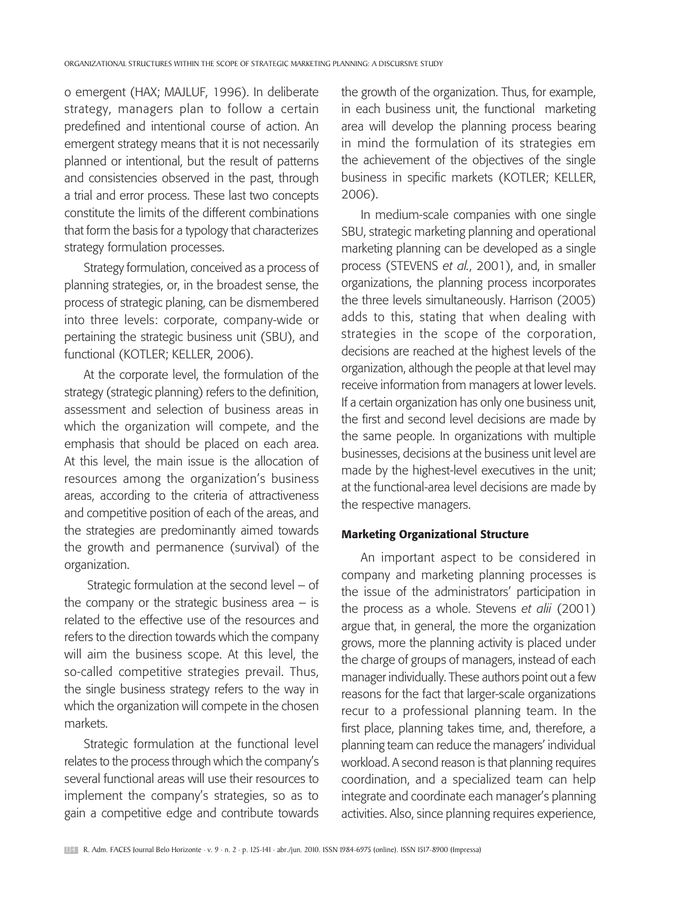o emergent (HAX; MAJLUF, 1996). In deliberate strategy, managers plan to follow a certain predefined and intentional course of action. An emergent strategy means that it is not necessarily planned or intentional, but the result of patterns and consistencies observed in the past, through a trial and error process. These last two concepts constitute the limits of the different combinations that form the basis for a typology that characterizes strategy formulation processes.

Strategy formulation, conceived as a process of planning strategies, or, in the broadest sense, the process of strategic planing, can be dismembered into three levels: corporate, company-wide or pertaining the strategic business unit (SBU), and functional (KOTLER; KELLER, 2006).

At the corporate level, the formulation of the strategy (strategic planning) refers to the definition, assessment and selection of business areas in which the organization will compete, and the emphasis that should be placed on each area. At this level, the main issue is the allocation of resources among the organization's business areas, according to the criteria of attractiveness and competitive position of each of the areas, and the strategies are predominantly aimed towards the growth and permanence (survival) of the organization.

Strategic formulation at the second level – of the company or the strategic business area – is related to the effective use of the resources and refers to the direction towards which the company will aim the business scope. At this level, the so-called competitive strategies prevail. Thus, the single business strategy refers to the way in which the organization will compete in the chosen markets.

Strategic formulation at the functional level relates to the process through which the company's several functional areas will use their resources to implement the company's strategies, so as to gain a competitive edge and contribute towards the growth of the organization. Thus, for example, in each business unit, the functional marketing area will develop the planning process bearing in mind the formulation of its strategies em the achievement of the objectives of the single business in specific markets (KOTLER; KELLER, 2006).

In medium-scale companies with one single SBU, strategic marketing planning and operational marketing planning can be developed as a single process (STEVENS *et al.*, 2001), and, in smaller organizations, the planning process incorporates the three levels simultaneously. Harrison (2005) adds to this, stating that when dealing with strategies in the scope of the corporation, decisions are reached at the highest levels of the organization, although the people at that level may receive information from managers at lower levels. If a certain organization has only one business unit, the first and second level decisions are made by the same people. In organizations with multiple businesses, decisions at the business unit level are made by the highest-level executives in the unit; at the functional-area level decisions are made by the respective managers.

## Marketing Organizational Structure

An important aspect to be considered in company and marketing planning processes is the issue of the administrators' participation in the process as a whole. Stevens *et alii* (2001) argue that, in general, the more the organization grows, more the planning activity is placed under the charge of groups of managers, instead of each manager individually. These authors point out a few reasons for the fact that larger-scale organizations recur to a professional planning team. In the first place, planning takes time, and, therefore, a planning team can reduce the managers' individual workload. A second reason is that planning requires coordination, and a specialized team can help integrate and coordinate each manager's planning activities. Also, since planning requires experience,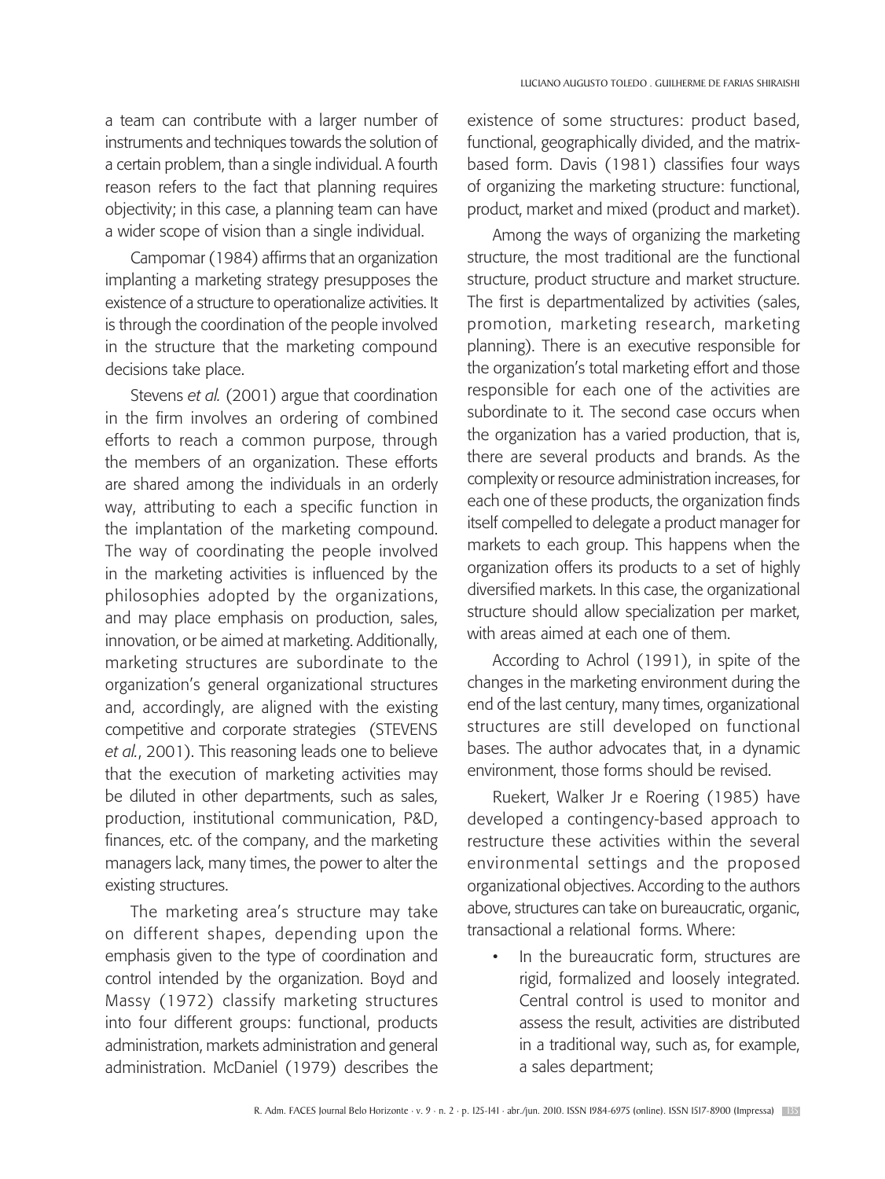a team can contribute with a larger number of instruments and techniques towards the solution of a certain problem, than a single individual. A fourth reason refers to the fact that planning requires objectivity; in this case, a planning team can have a wider scope of vision than a single individual.

Campomar (1984) affirms that an organization implanting a marketing strategy presupposes the existence of a structure to operationalize activities. It is through the coordination of the people involved in the structure that the marketing compound decisions take place.

Stevens *et al.* (2001) argue that coordination in the firm involves an ordering of combined efforts to reach a common purpose, through the members of an organization. These efforts are shared among the individuals in an orderly way, attributing to each a specific function in the implantation of the marketing compound. The way of coordinating the people involved in the marketing activities is influenced by the philosophies adopted by the organizations, and may place emphasis on production, sales, innovation, or be aimed at marketing. Additionally, marketing structures are subordinate to the organization's general organizational structures and, accordingly, are aligned with the existing competitive and corporate strategies (STEVENS *et al.*, 2001). This reasoning leads one to believe that the execution of marketing activities may be diluted in other departments, such as sales, production, institutional communication, P&D, finances, etc. of the company, and the marketing managers lack, many times, the power to alter the existing structures.

The marketing area's structure may take on different shapes, depending upon the emphasis given to the type of coordination and control intended by the organization. Boyd and Massy (1972) classify marketing structures into four different groups: functional, products administration, markets administration and general administration. McDaniel (1979) describes the existence of some structures: product based, functional, geographically divided, and the matrix-based form. Davis (1981) classifies four ways of organizing the marketing structure: functional, product, market and mixed (product and market).

Among the ways of organizing the marketing structure, the most traditional are the functional structure, product structure and market structure. The first is departmentalized by activities (sales, promotion, marketing research, marketing planning). There is an executive responsible for the organization's total marketing effort and those responsible for each one of the activities are subordinate to it. The second case occurs when the organization has a varied production, that is, there are several products and brands. As the complexity or resource administration increases, for each one of these products, the organization finds itself compelled to delegate a product manager for markets to each group. This happens when the organization offers its products to a set of highly diversified markets. In this case, the organizational structure should allow specialization per market, with areas aimed at each one of them.

According to Achrol (1991), in spite of the changes in the marketing environment during the end of the last century, many times, organizational structures are still developed on functional bases. The author advocates that, in a dynamic environment, those forms should be revised.

Ruekert, Walker Jr e Roering (1985) have developed a contingency-based approach to restructure these activities within the several environmental settings and the proposed organizational objectives. According to the authors above, structures can take on bureaucratic, organic, transactional a relational forms. Where:

- In the bureaucratic form, structures are rigid, formalized and loosely integrated. Central control is used to monitor and assess the result, activities are distributed in a traditional way, such as, for example, a sales department;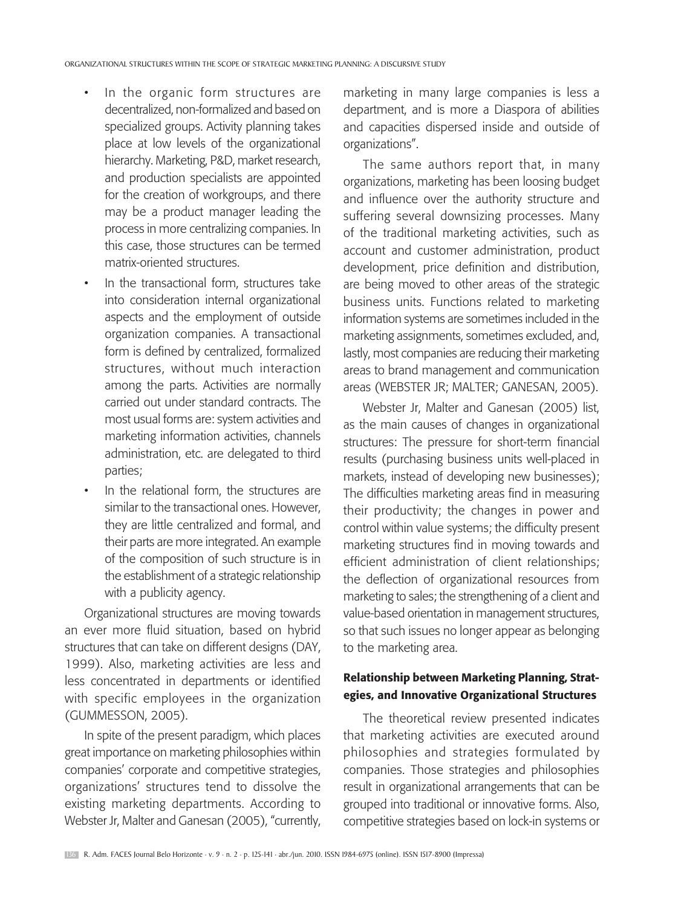- In the organic form structures are decentralized, non-formalized and based on specialized groups. Activity planning takes place at low levels of the organizational hierarchy. Marketing, P&D, market research, and production specialists are appointed for the creation of workgroups, and there may be a product manager leading the process in more centralizing companies. In this case, those structures can be termed matrix-oriented structures.
- In the transactional form, structures take into consideration internal organizational aspects and the employment of outside organization companies. A transactional form is defined by centralized, formalized structures, without much interaction among the parts. Activities are normally carried out under standard contracts. The most usual forms are: system activities and marketing information activities, channels administration, etc. are delegated to third parties;
- In the relational form, the structures are similar to the transactional ones. However, they are little centralized and formal, and their parts are more integrated. An example of the composition of such structure is in the establishment of a strategic relationship with a publicity agency.

Organizational structures are moving towards an ever more fluid situation, based on hybrid structures that can take on different designs (DAY, 1999). Also, marketing activities are less and less concentrated in departments or identified with specific employees in the organization (GUMMESSON, 2005).

In spite of the present paradigm, which places great importance on marketing philosophies within companies' corporate and competitive strategies, organizations' structures tend to dissolve the existing marketing departments. According to Webster Jr, Malter and Ganesan (2005), "currently, marketing in many large companies is less a department, and is more a Diaspora of abilities and capacities dispersed inside and outside of organizations".

The same authors report that, in many organizations, marketing has been loosing budget and influence over the authority structure and suffering several downsizing processes. Many of the traditional marketing activities, such as account and customer administration, product development, price definition and distribution, are being moved to other areas of the strategic business units. Functions related to marketing information systems are sometimes included in the marketing assignments, sometimes excluded, and, lastly, most companies are reducing their marketing areas to brand management and communication areas (WEBSTER JR; MALTER; GANESAN, 2005).

Webster Jr, Malter and Ganesan (2005) list, as the main causes of changes in organizational structures: The pressure for short-term financial results (purchasing business units well-placed in markets, instead of developing new businesses); The difficulties marketing areas find in measuring their productivity; the changes in power and control within value systems; the difficulty present marketing structures find in moving towards and efficient administration of client relationships; the deflection of organizational resources from marketing to sales; the strengthening of a client and value-based orientation in management structures, so that such issues no longer appear as belonging to the marketing area.

## Relationship between Marketing Planning, Strategies, and Innovative Organizational Structures

The theoretical review presented indicates that marketing activities are executed around philosophies and strategies formulated by companies. Those strategies and philosophies result in organizational arrangements that can be grouped into traditional or innovative forms. Also, competitive strategies based on lock-in systems or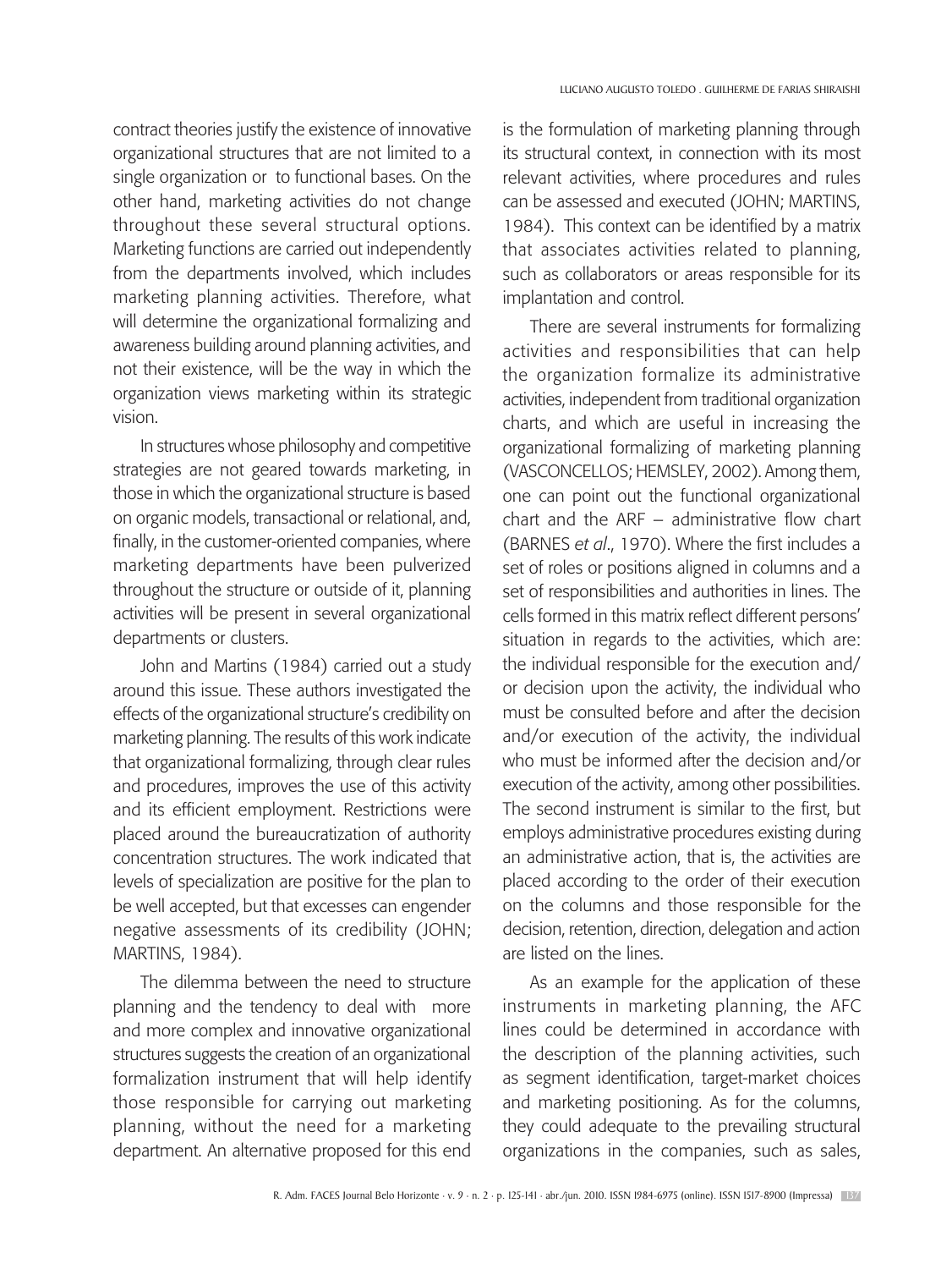contract theories justify the existence of innovative organizational structures that are not limited to a single organization or to functional bases. On the other hand, marketing activities do not change throughout these several structural options. Marketing functions are carried out independently from the departments involved, which includes marketing planning activities. Therefore, what will determine the organizational formalizing and awareness building around planning activities, and not their existence, will be the way in which the organization views marketing within its strategic vision.

In structures whose philosophy and competitive strategies are not geared towards marketing, in those in which the organizational structure is based on organic models, transactional or relational, and, finally, in the customer-oriented companies, where marketing departments have been pulverized throughout the structure or outside of it, planning activities will be present in several organizational departments or clusters.

John and Martins (1984) carried out a study around this issue. These authors investigated the effects of the organizational structure's credibility on marketing planning. The results of this work indicate that organizational formalizing, through clear rules and procedures, improves the use of this activity and its efficient employment. Restrictions were placed around the bureaucratization of authority concentration structures. The work indicated that levels of specialization are positive for the plan to be well accepted, but that excesses can engender negative assessments of its credibility (JOHN; MARTINS, 1984).

The dilemma between the need to structure planning and the tendency to deal with more and more complex and innovative organizational structures suggests the creation of an organizational formalization instrument that will help identify those responsible for carrying out marketing planning, without the need for a marketing department. An alternative proposed for this end is the formulation of marketing planning through its structural context, in connection with its most relevant activities, where procedures and rules can be assessed and executed (JOHN; MARTINS, 1984). This context can be identified by a matrix that associates activities related to planning, such as collaborators or areas responsible for its implantation and control.

There are several instruments for formalizing activities and responsibilities that can help the organization formalize its administrative activities, independent from traditional organization charts, and which are useful in increasing the organizational formalizing of marketing planning (VASCONCELLOS; HEMSLEY, 2002). Among them, one can point out the functional organizational chart and the ARF – administrative flow chart (BARNES *et al*., 1970). Where the first includes a set of roles or positions aligned in columns and a set of responsibilities and authorities in lines. The cells formed in this matrix reflect different persons' situation in regards to the activities, which are: the individual responsible for the execution and/or decision upon the activity, the individual who must be consulted before and after the decision and/or execution of the activity, the individual who must be informed after the decision and/or execution of the activity, among other possibilities. The second instrument is similar to the first, but employs administrative procedures existing during an administrative action, that is, the activities are placed according to the order of their execution on the columns and those responsible for the decision, retention, direction, delegation and action are listed on the lines.

As an example for the application of these instruments in marketing planning, the AFC lines could be determined in accordance with the description of the planning activities, such as segment identification, target-market choices and marketing positioning. As for the columns, they could adequate to the prevailing structural organizations in the companies, such as sales,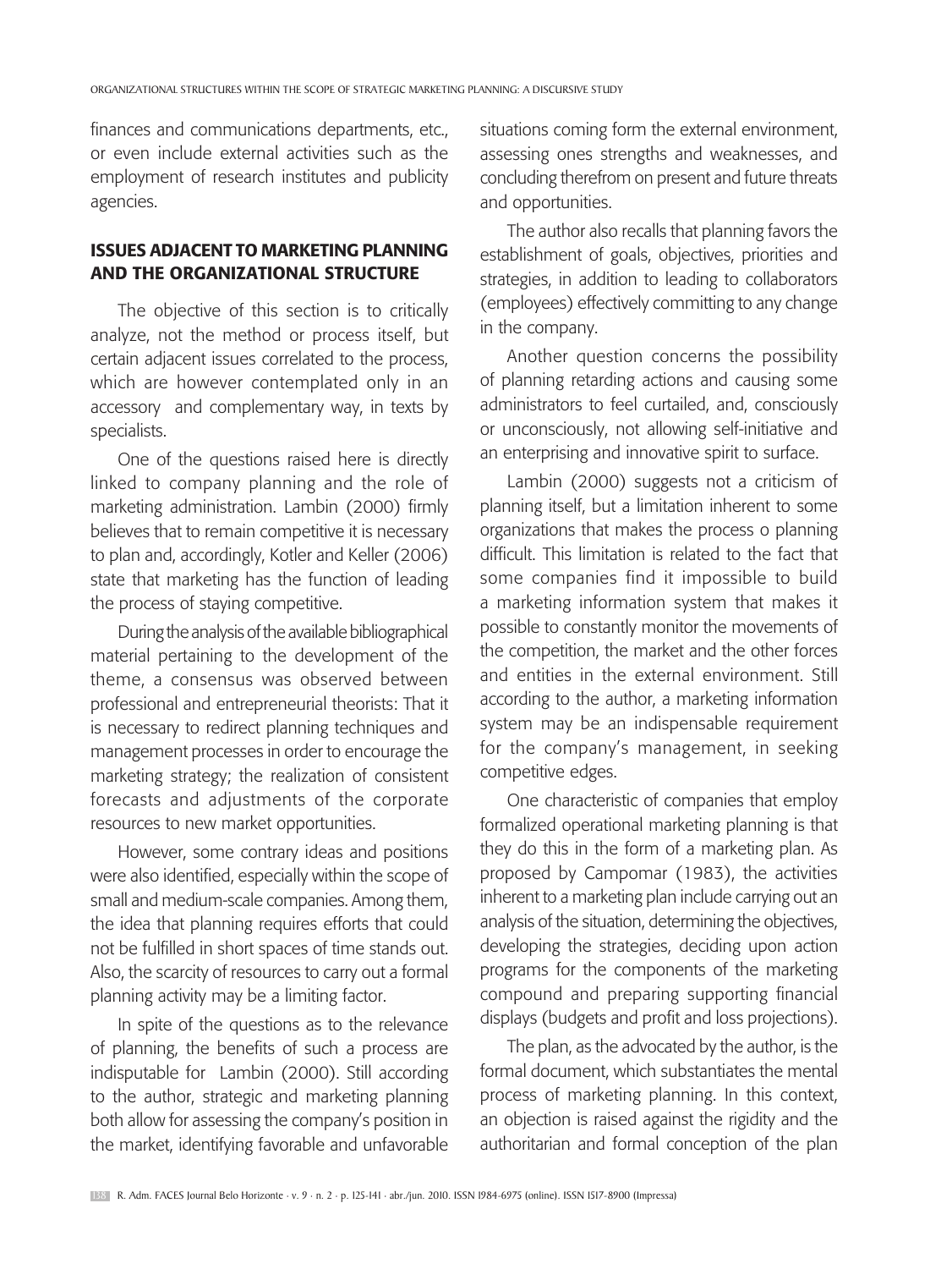finances and communications departments, etc., or even include external activities such as the employment of research institutes and publicity agencies.

## ISSUES ADJACENT TO MARKETING PLANNING AND THE ORGANIZATIONAL STRUCTURE

The objective of this section is to critically analyze, not the method or process itself, but certain adjacent issues correlated to the process, which are however contemplated only in an accessory and complementary way, in texts by specialists.

One of the questions raised here is directly linked to company planning and the role of marketing administration. Lambin (2000) firmly believes that to remain competitive it is necessary to plan and, accordingly, Kotler and Keller (2006) state that marketing has the function of leading the process of staying competitive.

During the analysis of the available bibliographical material pertaining to the development of the theme, a consensus was observed between professional and entrepreneurial theorists: That it is necessary to redirect planning techniques and management processes in order to encourage the marketing strategy; the realization of consistent forecasts and adjustments of the corporate resources to new market opportunities.

However, some contrary ideas and positions were also identified, especially within the scope of small and medium-scale companies. Among them, the idea that planning requires efforts that could not be fulfilled in short spaces of time stands out. Also, the scarcity of resources to carry out a formal planning activity may be a limiting factor.

In spite of the questions as to the relevance of planning, the benefits of such a process are indisputable for Lambin (2000). Still according to the author, strategic and marketing planning both allow for assessing the company's position in the market, identifying favorable and unfavorable situations coming form the external environment, assessing ones strengths and weaknesses, and concluding therefrom on present and future threats and opportunities.

The author also recalls that planning favors the establishment of goals, objectives, priorities and strategies, in addition to leading to collaborators (employees) effectively committing to any change in the company.

Another question concerns the possibility of planning retarding actions and causing some administrators to feel curtailed, and, consciously or unconsciously, not allowing self-initiative and an enterprising and innovative spirit to surface.

Lambin (2000) suggests not a criticism of planning itself, but a limitation inherent to some organizations that makes the process o planning difficult. This limitation is related to the fact that some companies find it impossible to build a marketing information system that makes it possible to constantly monitor the movements of the competition, the market and the other forces and entities in the external environment. Still according to the author, a marketing information system may be an indispensable requirement for the company's management, in seeking competitive edges.

One characteristic of companies that employ formalized operational marketing planning is that they do this in the form of a marketing plan. As proposed by Campomar (1983), the activities inherent to a marketing plan include carrying out an analysis of the situation, determining the objectives, developing the strategies, deciding upon action programs for the components of the marketing compound and preparing supporting financial displays (budgets and profit and loss projections).

The plan, as the advocated by the author, is the formal document, which substantiates the mental process of marketing planning. In this context, an objection is raised against the rigidity and the authoritarian and formal conception of the plan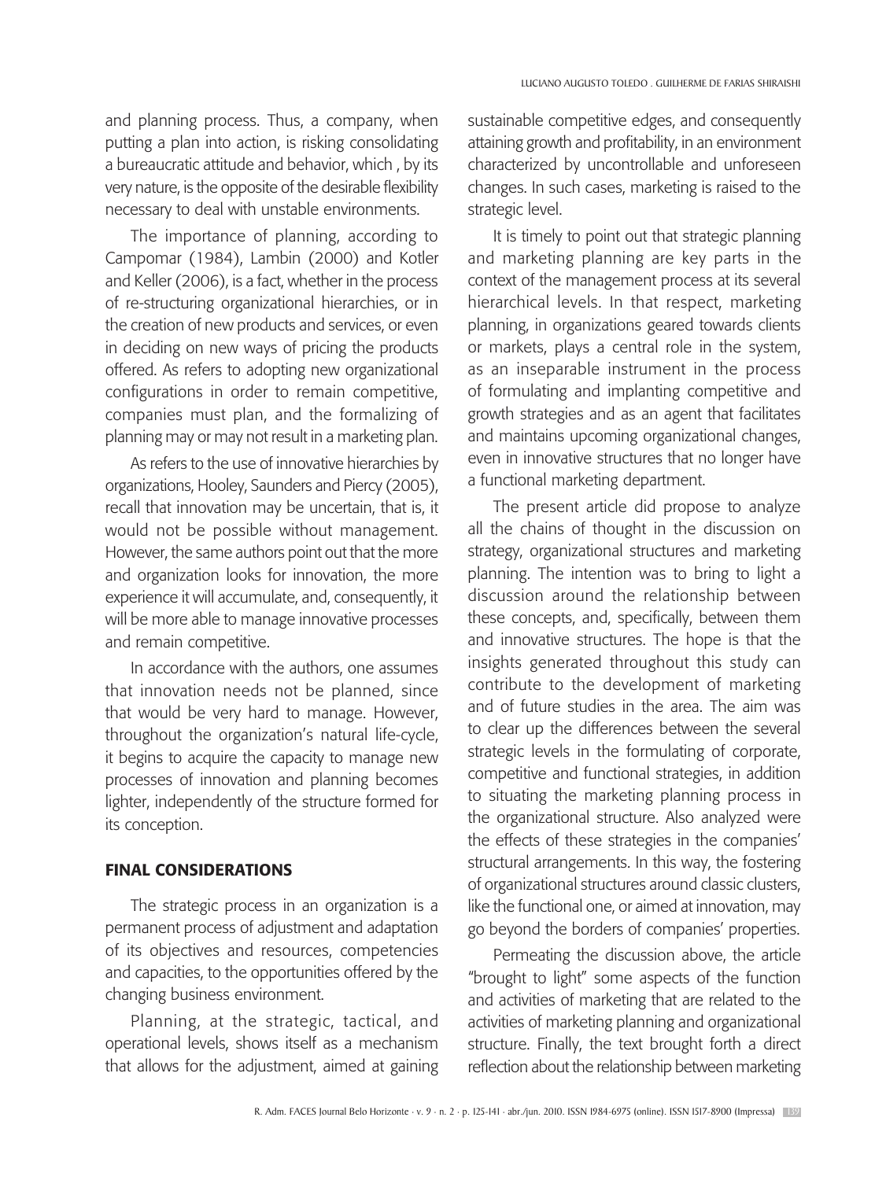and planning process. Thus, a company, when putting a plan into action, is risking consolidating a bureaucratic attitude and behavior, which , by its very nature, is the opposite of the desirable flexibility necessary to deal with unstable environments.

The importance of planning, according to Campomar (1984), Lambin (2000) and Kotler and Keller (2006), is a fact, whether in the process of re-structuring organizational hierarchies, or in the creation of new products and services, or even in deciding on new ways of pricing the products offered. As refers to adopting new organizational configurations in order to remain competitive, companies must plan, and the formalizing of planning may or may not result in a marketing plan.

As refers to the use of innovative hierarchies by organizations, Hooley, Saunders and Piercy (2005), recall that innovation may be uncertain, that is, it would not be possible without management. However, the same authors point out that the more and organization looks for innovation, the more experience it will accumulate, and, consequently, it will be more able to manage innovative processes and remain competitive.

In accordance with the authors, one assumes that innovation needs not be planned, since that would be very hard to manage. However, throughout the organization's natural life-cycle, it begins to acquire the capacity to manage new processes of innovation and planning becomes lighter, independently of the structure formed for its conception.

## FINAL CONSIDERATIONS

The strategic process in an organization is a permanent process of adjustment and adaptation of its objectives and resources, competencies and capacities, to the opportunities offered by the changing business environment.

Planning, at the strategic, tactical, and operational levels, shows itself as a mechanism that allows for the adjustment, aimed at gaining sustainable competitive edges, and consequently attaining growth and profitability, in an environment characterized by uncontrollable and unforeseen changes. In such cases, marketing is raised to the strategic level.

It is timely to point out that strategic planning and marketing planning are key parts in the context of the management process at its several hierarchical levels. In that respect, marketing planning, in organizations geared towards clients or markets, plays a central role in the system, as an inseparable instrument in the process of formulating and implanting competitive and growth strategies and as an agent that facilitates and maintains upcoming organizational changes, even in innovative structures that no longer have a functional marketing department.

The present article did propose to analyze all the chains of thought in the discussion on strategy, organizational structures and marketing planning. The intention was to bring to light a discussion around the relationship between these concepts, and, specifically, between them and innovative structures. The hope is that the insights generated throughout this study can contribute to the development of marketing and of future studies in the area. The aim was to clear up the differences between the several strategic levels in the formulating of corporate, competitive and functional strategies, in addition to situating the marketing planning process in the organizational structure. Also analyzed were the effects of these strategies in the companies' structural arrangements. In this way, the fostering of organizational structures around classic clusters, like the functional one, or aimed at innovation, may go beyond the borders of companies' properties.

Permeating the discussion above, the article "brought to light" some aspects of the function and activities of marketing that are related to the activities of marketing planning and organizational structure. Finally, the text brought forth a direct reflection about the relationship between marketing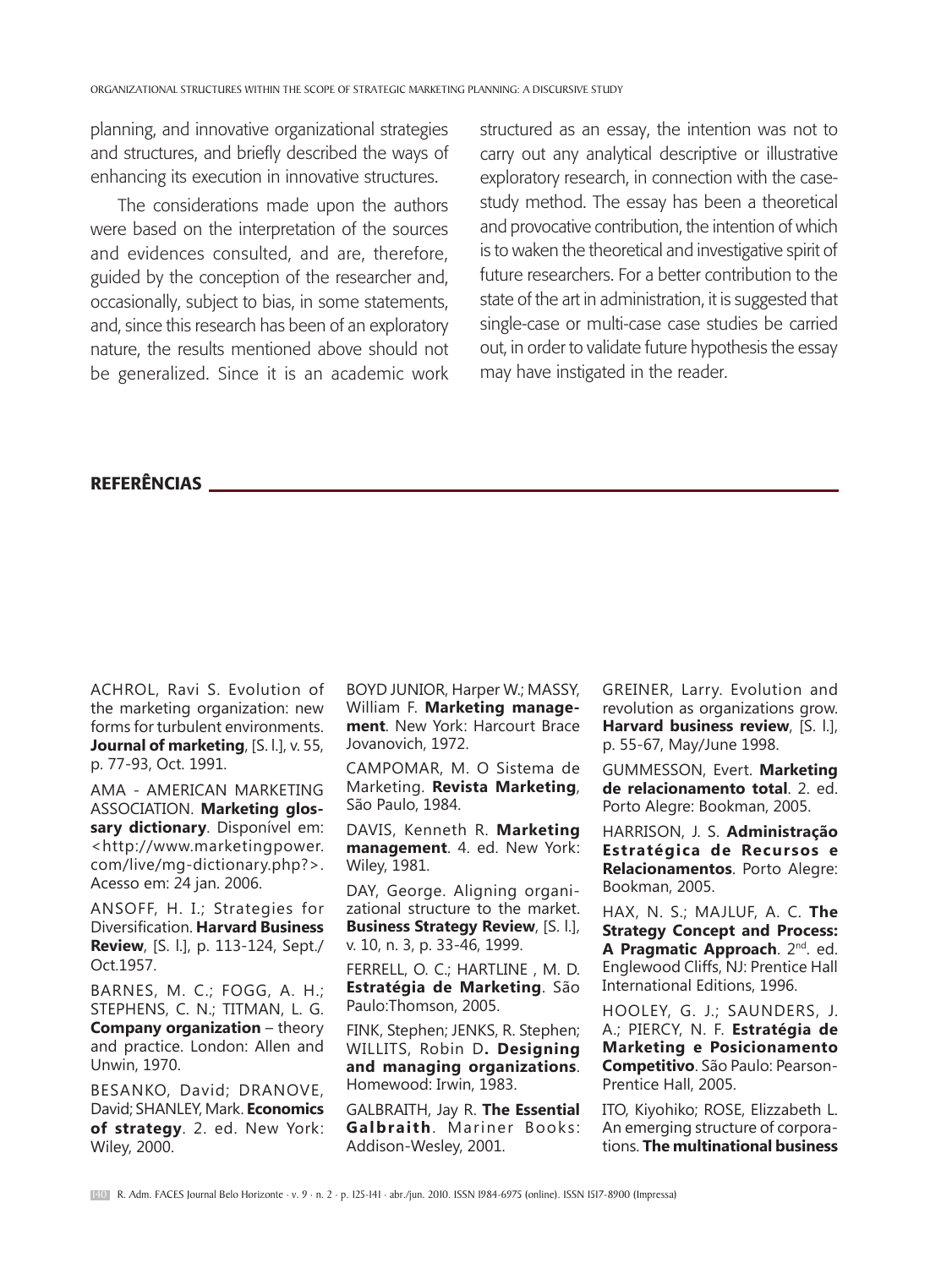planning, and innovative organizational strategies and structures, and briefly described the ways of enhancing its execution in innovative structures.

The considerations made upon the authors were based on the interpretation of the sources and evidences consulted, and are, therefore, guided by the conception of the researcher and, occasionally, subject to bias, in some statements, and, since this research has been of an exploratory nature, the results mentioned above should not be generalized. Since it is an academic work structured as an essay, the intention was not to carry out any analytical descriptive or illustrative exploratory research, in connection with the case-study method. The essay has been a theoretical and provocative contribution, the intention of which is to waken the theoretical and investigative spirit of future researchers. For a better contribution to the state of the art in administration, it is suggested that single-case or multi-case case studies be carried out, in order to validate future hypothesis the essay may have instigated in the reader.

## REFERÊNCIAS

ACHROL, Ravi S. Evolution of the marketing organization: new forms for turbulent environments. **Journal of marketing**, [S. l.], v. 55, p. 77-93, Oct. 1991.

AMA - AMERICAN MARKETING ASSOCIATION. **Marketing glossary dictionary**. Disponível em: <http://www.marketingpower.com/live/mg-dictionary.php?>. Acesso em: 24 jan. 2006.

ANSOFF, H. I.; Strategies for Diversification. **Harvard Business Review**, [S. l.], p. 113-124, Sept./Oct.1957.

BARNES, M. C.; FOGG, A. H.; STEPHENS, C. N.; TITMAN, L. G. **Company organization** – theory and practice. London: Allen and Unwin, 1970.

BESANKO, David; DRANOVE, David; SHANLEY, Mark. **Economics of strategy**. 2. ed. New York: Wiley, 2000.

BOYD JUNIOR, Harper W.; MASSY, William F. **Marketing management**. New York: Harcourt Brace Jovanovich, 1972.

CAMPOMAR, M. O Sistema de Marketing. **Revista Marketing**, São Paulo, 1984.

DAVIS, Kenneth R. **Marketing management**. 4. ed. New York: Wiley, 1981.

DAY, George. Aligning organizational structure to the market. **Business Strategy Review**, [S. l.], v. 10, n. 3, p. 33-46, 1999.

FERRELL, O. C.; HARTLINE , M. D. **Estratégia de Marketing**. São Paulo:Thomson, 2005.

FINK, Stephen; JENKS, R. Stephen; WILLITS, Robin D**. Designing and managing organizations**. Homewood: Irwin, 1983.

GALBRAITH, Jay R. **The Essential Galbraith**. Mariner Books: Addison-Wesley, 2001.

GREINER, Larry. Evolution and revolution as organizations grow. **Harvard business review**, [S. l.], p. 55-67, May/June 1998.

GUMMESSON, Evert. **Marketing de relacionamento total**. 2. ed. Porto Alegre: Bookman, 2005.

HARRISON, J. S. **Administração Estratégica de Recursos e Relacionamentos**. Porto Alegre: Bookman, 2005.

HAX, N. S.; MAJLUF, A. C. **The Strategy Concept and Process: A Pragmatic Approach**. 2nd. ed. Englewood Cliffs, NJ: Prentice Hall International Editions, 1996.

HOOLEY, G. J.; SAUNDERS, J. A.; PIERCY, N. F. **Estratégia de Marketing e Posicionamento Competitivo**. São Paulo: Pearson-Prentice Hall, 2005.

ITO, Kiyohiko; ROSE, Elizzabeth L. An emerging structure of corporations. **The multinational business**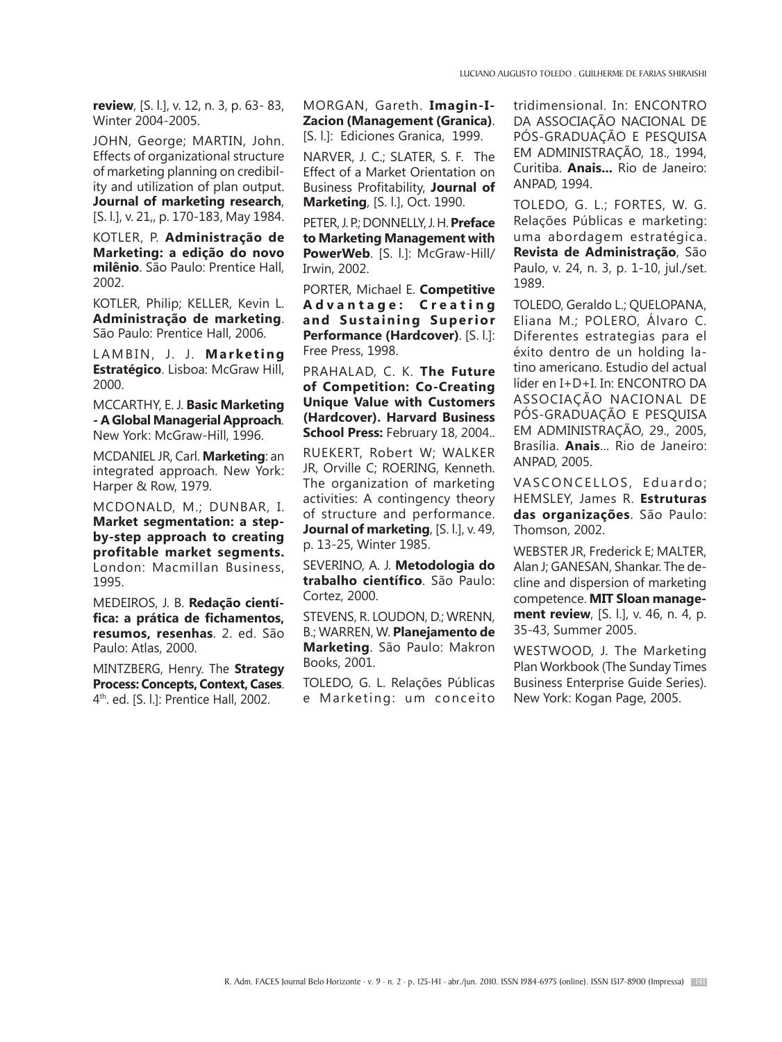**review**, [S. l.], v. 12, n. 3, p. 63- 83, Winter 2004-2005.

JOHN, George; MARTIN, John. Effects of organizational structure of marketing planning on credibility and utilization of plan output. **Journal of marketing research**, [S. l.], v. 21,, p. 170-183, May 1984.

KOTLER, P. **Administração de Marketing: a edição do novo milênio**. São Paulo: Prentice Hall, 2002.

KOTLER, Philip; KELLER, Kevin L. **Administração de marketing**. São Paulo: Prentice Hall, 2006.

LAMBIN, J. J. **Marketing Estratégico**. Lisboa: McGraw Hill, 2000.

MCCARTHY, E. J. **Basic Marketing - A Global Managerial Approach**. New York: McGraw-Hill, 1996.

MCDANIEL JR, Carl. **Marketing**: an integrated approach. New York: Harper & Row, 1979.

MCDONALD, M.; DUNBAR, I. **Market segmentation: a step-by-step approach to creating profitable market segments.** London: Macmillan Business, 1995.

MEDEIROS, J. B. **Redação científica: a prática de fichamentos, resumos, resenhas**. 2. ed. São Paulo: Atlas, 2000.

MINTZBERG, Henry. The **Strategy Process: Concepts, Context, Cases**. 4th. ed. [S. l.]: Prentice Hall, 2002.

MORGAN, Gareth. **Imagin-I-Zacion (Management (Granica)**. [S. l.]: Ediciones Granica, 1999.

NARVER, J. C.; SLATER, S. F. The Effect of a Market Orientation on Business Profitability, **Journal of Marketing**, [S. l.], Oct. 1990.

PETER, J. P.; DONNELLY, J. H. **Preface to Marketing Management with PowerWeb**. [S. l.]: McGraw-Hill/ Irwin, 2002.

PORTER, Michael E. **Competitive Advantage: Creating and Sustaining Superior Performance (Hardcover)**. [S. l.]: Free Press, 1998.

PRAHALAD, C. K. **The Future of Competition: Co-Creating Unique Value with Customers (Hardcover). Harvard Business School Press:** February 18, 2004..

RUEKERT, Robert W; WALKER JR, Orville C; ROERING, Kenneth. The organization of marketing activities: A contingency theory of structure and performance. **Journal of marketing**, [S. l.], v. 49, p. 13-25, Winter 1985.

SEVERINO, A. J. **Metodologia do trabalho científico**. São Paulo: Cortez, 2000.

STEVENS, R. LOUDON, D.; WRENN, B.; WARREN, W. **Planejamento de Marketing**. São Paulo: Makron Books, 2001.

TOLEDO, G. L. Relações Públicas e Marketing: um conceito tridimensional. In: ENCONTRO DA ASSOCIAÇÃO NACIONAL DE PÓS-GRADUAÇÃO E PESQUISA EM ADMINISTRAÇÃO, 18., 1994, Curitiba. **Anais...** Rio de Janeiro: ANPAD, 1994.

TOLEDO, G. L.; FORTES, W. G. Relações Públicas e marketing: uma abordagem estratégica. **Revista de Administração**, São Paulo, v. 24, n. 3, p. 1-10, jul./set. 1989.

TOLEDO, Geraldo L.; QUELOPANA, Eliana M.; POLERO, Álvaro C. Diferentes estrategias para el éxito dentro de un holding latino americano. Estudio del actual líder en I+D+I. In: ENCONTRO DA ASSOCIAÇÃO NACIONAL DE PÓS-GRADUAÇÃO E PESQUISA EM ADMINISTRAÇÃO, 29., 2005, Brasília. **Anais**... Rio de Janeiro: ANPAD, 2005.

VASCONCELLOS, Eduardo; HEMSLEY, James R. **Estruturas das organizações**. São Paulo: Thomson, 2002.

WEBSTER JR, Frederick E; MALTER, Alan J; GANESAN, Shankar. The decline and dispersion of marketing competence. **MIT Sloan management review**, [S. l.], v. 46, n. 4, p. 35-43, Summer 2005.

WESTWOOD, J. The Marketing Plan Workbook (The Sunday Times Business Enterprise Guide Series). New York: Kogan Page, 2005.